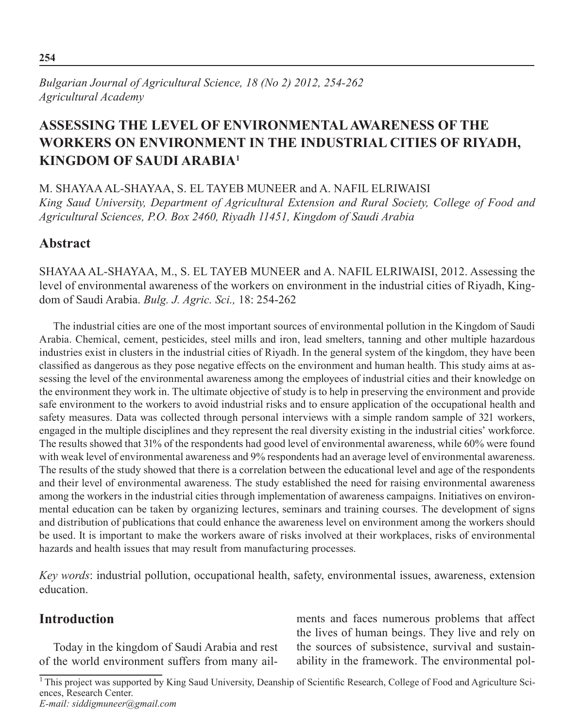# ASSESSING THE LEVEL OF ENVIRONMENTAL AWARENESS OF THE WORKERS ON ENVIRONMENT IN THE INDUSTRIAL CITIES OF RIYADH, KINGDOM OF SAUDI ARABIA[1]

M. SHAYAA AL-SHAYAA, S. EL TAYEB MUNEER and A. NAFIL ELRIWAISI

*King Saud University, Department of Agricultural Extension and Rural Society, College of Food and Agricultural Sciences, P.O. Box 2460, Riyadh 11451, Kingdom of Saudi Arabia*

## Abstract

SHAYAA AL-SHAYAA, M., S. EL TAYEB MUNEER and A. NAFIL ELRIWAISI, 2012. Assessing the level of environmental awareness of the workers on environment in the industrial cities of Riyadh, Kingdom of Saudi Arabia. *Bulg. J. Agric. Sci.,* 18: 254-262

The industrial cities are one of the most important sources of environmental pollution in the Kingdom of Saudi Arabia. Chemical, cement, pesticides, steel mills and iron, lead smelters, tanning and other multiple hazardous industries exist in clusters in the industrial cities of Riyadh. In the general system of the kingdom, they have been classified as dangerous as they pose negative effects on the environment and human health. This study aims at assessing the level of the environmental awareness among the employees of industrial cities and their knowledge on the environment they work in. The ultimate objective of study is to help in preserving the environment and provide safe environment to the workers to avoid industrial risks and to ensure application of the occupational health and safety measures. Data was collected through personal interviews with a simple random sample of 321 workers, engaged in the multiple disciplines and they represent the real diversity existing in the industrial cities' workforce. The results showed that 31% of the respondents had good level of environmental awareness, while 60% were found with weak level of environmental awareness and 9% respondents had an average level of environmental awareness. The results of the study showed that there is a correlation between the educational level and age of the respondents and their level of environmental awareness. The study established the need for raising environmental awareness among the workers in the industrial cities through implementation of awareness campaigns. Initiatives on environmental education can be taken by organizing lectures, seminars and training courses. The development of signs and distribution of publications that could enhance the awareness level on environment among the workers should be used. It is important to make the workers aware of risks involved at their workplaces, risks of environmental hazards and health issues that may result from manufacturing processes.

*Key words*: industrial pollution, occupational health, safety, environmental issues, awareness, extension education.

## Introduction

Today in the kingdom of Saudi Arabia and rest of the world environment suffers from many ailments and faces numerous problems that affect the lives of human beings. They live and rely on the sources of subsistence, survival and sustainability in the framework. The environmental pol-

[1] This project was supported by King Saud University, Deanship of Scientific Research, College of Food and Agriculture Sciences, Research Center.

*E-mail: siddigmuneer@gmail.com*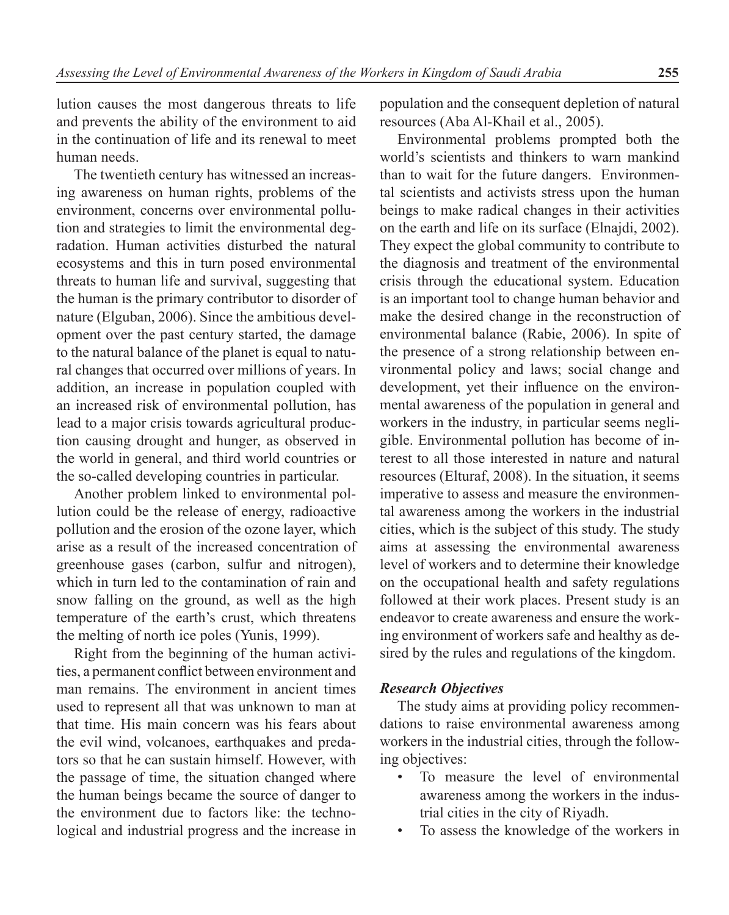lution causes the most dangerous threats to life and prevents the ability of the environment to aid in the continuation of life and its renewal to meet human needs.

The twentieth century has witnessed an increasing awareness on human rights, problems of the environment, concerns over environmental pollution and strategies to limit the environmental degradation. Human activities disturbed the natural ecosystems and this in turn posed environmental threats to human life and survival, suggesting that the human is the primary contributor to disorder of nature (Elguban, 2006). Since the ambitious development over the past century started, the damage to the natural balance of the planet is equal to natural changes that occurred over millions of years. In addition, an increase in population coupled with an increased risk of environmental pollution, has lead to a major crisis towards agricultural production causing drought and hunger, as observed in the world in general, and third world countries or the so-called developing countries in particular.

Another problem linked to environmental pollution could be the release of energy, radioactive pollution and the erosion of the ozone layer, which arise as a result of the increased concentration of greenhouse gases (carbon, sulfur and nitrogen), which in turn led to the contamination of rain and snow falling on the ground, as well as the high temperature of the earth's crust, which threatens the melting of north ice poles (Yunis, 1999).

Right from the beginning of the human activities, a permanent conflict between environment and man remains. The environment in ancient times used to represent all that was unknown to man at that time. His main concern was his fears about the evil wind, volcanoes, earthquakes and predators so that he can sustain himself. However, with the passage of time, the situation changed where the human beings became the source of danger to the environment due to factors like: the technological and industrial progress and the increase in population and the consequent depletion of natural resources (Aba Al-Khail et al., 2005).

Environmental problems prompted both the world's scientists and thinkers to warn mankind than to wait for the future dangers. Environmental scientists and activists stress upon the human beings to make radical changes in their activities on the earth and life on its surface (Elnajdi, 2002). They expect the global community to contribute to the diagnosis and treatment of the environmental crisis through the educational system. Education is an important tool to change human behavior and make the desired change in the reconstruction of environmental balance (Rabie, 2006). In spite of the presence of a strong relationship between environmental policy and laws; social change and development, yet their influence on the environmental awareness of the population in general and workers in the industry, in particular seems negligible. Environmental pollution has become of interest to all those interested in nature and natural resources (Elturaf, 2008). In the situation, it seems imperative to assess and measure the environmental awareness among the workers in the industrial cities, which is the subject of this study. The study aims at assessing the environmental awareness level of workers and to determine their knowledge on the occupational health and safety regulations followed at their work places. Present study is an endeavor to create awareness and ensure the working environment of workers safe and healthy as desired by the rules and regulations of the kingdom.

### *Research Objectives*

The study aims at providing policy recommendations to raise environmental awareness among workers in the industrial cities, through the following objectives:

- To measure the level of environmental awareness among the workers in the industrial cities in the city of Riyadh.
- To assess the knowledge of the workers in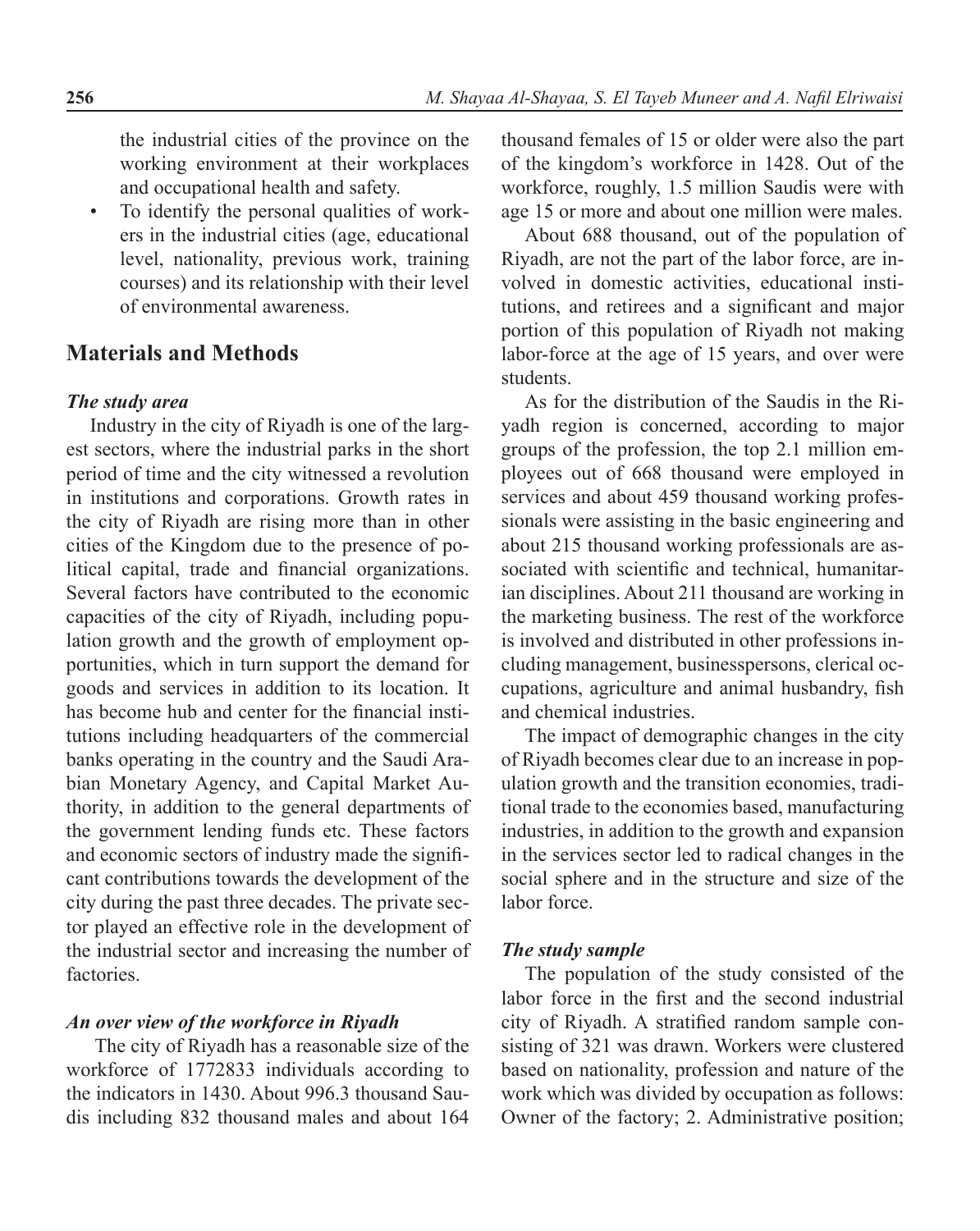the industrial cities of the province on the working environment at their workplaces and occupational health and safety.

- To identify the personal qualities of workers in the industrial cities (age, educational level, nationality, previous work, training courses) and its relationship with their level of environmental awareness.

## Materials and Methods

### *The study area*

Industry in the city of Riyadh is one of the largest sectors, where the industrial parks in the short period of time and the city witnessed a revolution in institutions and corporations. Growth rates in the city of Riyadh are rising more than in other cities of the Kingdom due to the presence of political capital, trade and financial organizations. Several factors have contributed to the economic capacities of the city of Riyadh, including population growth and the growth of employment opportunities, which in turn support the demand for goods and services in addition to its location. It has become hub and center for the financial institutions including headquarters of the commercial banks operating in the country and the Saudi Arabian Monetary Agency, and Capital Market Authority, in addition to the general departments of the government lending funds etc. These factors and economic sectors of industry made the significant contributions towards the development of the city during the past three decades. The private sector played an effective role in the development of the industrial sector and increasing the number of factories.

### *An over view of the workforce in Riyadh*

The city of Riyadh has a reasonable size of the workforce of 1772833 individuals according to the indicators in 1430. About 996.3 thousand Saudis including 832 thousand males and about 164 thousand females of 15 or older were also the part of the kingdom's workforce in 1428. Out of the workforce, roughly, 1.5 million Saudis were with age 15 or more and about one million were males.

About 688 thousand, out of the population of Riyadh, are not the part of the labor force, are involved in domestic activities, educational institutions, and retirees and a significant and major portion of this population of Riyadh not making labor-force at the age of 15 years, and over were students.

As for the distribution of the Saudis in the Riyadh region is concerned, according to major groups of the profession, the top 2.1 million employees out of 668 thousand were employed in services and about 459 thousand working professionals were assisting in the basic engineering and about 215 thousand working professionals are associated with scientific and technical, humanitarian disciplines. About 211 thousand are working in the marketing business. The rest of the workforce is involved and distributed in other professions including management, businesspersons, clerical occupations, agriculture and animal husbandry, fish and chemical industries.

The impact of demographic changes in the city of Riyadh becomes clear due to an increase in population growth and the transition economies, traditional trade to the economies based, manufacturing industries, in addition to the growth and expansion in the services sector led to radical changes in the social sphere and in the structure and size of the labor force.

### *The study sample*

The population of the study consisted of the labor force in the first and the second industrial city of Riyadh. A stratified random sample consisting of 321 was drawn. Workers were clustered based on nationality, profession and nature of the work which was divided by occupation as follows: Owner of the factory; 2. Administrative position;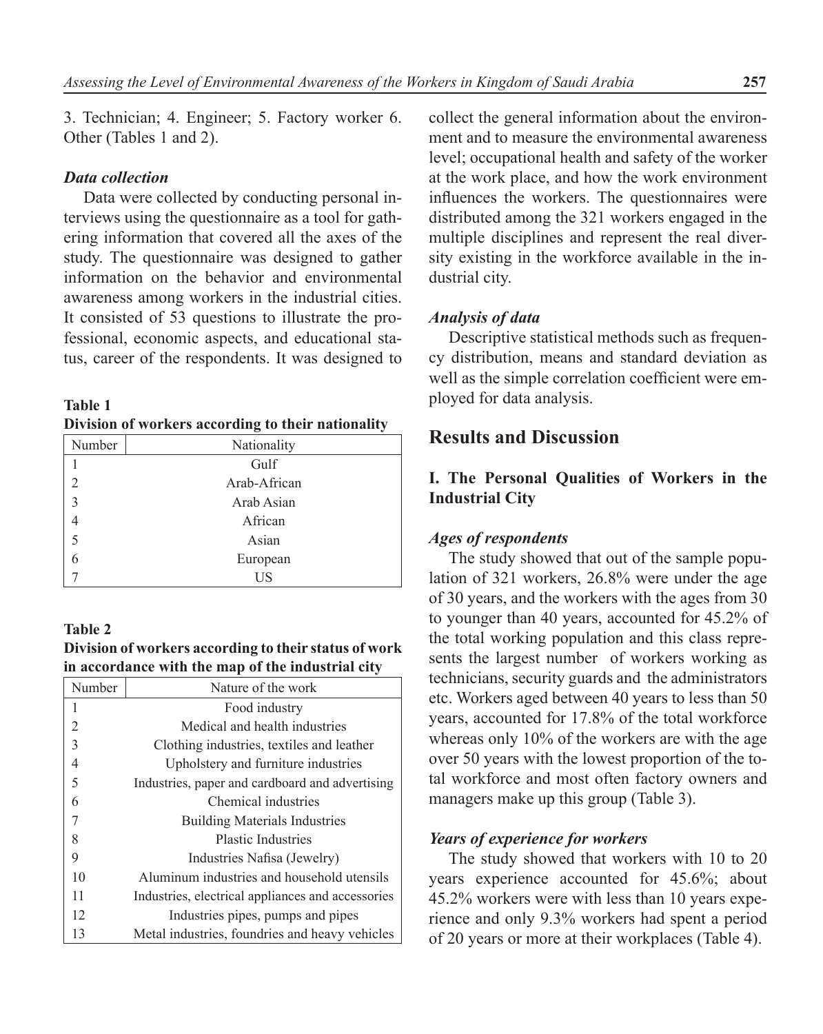3. Technician; 4. Engineer; 5. Factory worker 6. Other (Tables 1 and 2).

### *Data collection*

Data were collected by conducting personal interviews using the questionnaire as a tool for gathering information that covered all the axes of the study. The questionnaire was designed to gather information on the behavior and environmental awareness among workers in the industrial cities. It consisted of 53 questions to illustrate the professional, economic aspects, and educational status, career of the respondents. It was designed to collect the general information about the environment and to measure the environmental awareness level; occupational health and safety of the worker at the work place, and how the work environment influences the workers. The questionnaires were distributed among the 321 workers engaged in the multiple disciplines and represent the real diversity existing in the workforce available in the industrial city.

**Table 1**
**Division of workers according to their nationality**

| Number | Nationality |
|---|---|
| 1 | Gulf |
| 2 | Arab-African |
| 3 | Arab Asian |
| 4 | African |
| 5 | Asian |
| 6 | European |
| 7 | US |

**Table 2**
**Division of workers according to their status of work in accordance with the map of the industrial city**

| Number | Nature of the work |
|---|---|
| 1 | Food industry |
| 2 | Medical and health industries |
| 3 | Clothing industries, textiles and leather |
| 4 | Upholstery and furniture industries |
| 5 | Industries, paper and cardboard and advertising |
| 6 | Chemical industries |
| 7 | Building Materials Industries |
| 8 | Plastic Industries |
| 9 | Industries Nafisa (Jewelry) |
| 10 | Aluminum industries and household utensils |
| 11 | Industries, electrical appliances and accessories |
| 12 | Industries pipes, pumps and pipes |
| 13 | Metal industries, foundries and heavy vehicles |

### *Analysis of data*

Descriptive statistical methods such as frequency distribution, means and standard deviation as well as the simple correlation coefficient were employed for data analysis.

## Results and Discussion

### I. The Personal Qualities of Workers in the Industrial City

### *Ages of respondents*

The study showed that out of the sample population of 321 workers, 26.8% were under the age of 30 years, and the workers with the ages from 30 to younger than 40 years, accounted for 45.2% of the total working population and this class represents the largest number of workers working as technicians, security guards and the administrators etc. Workers aged between 40 years to less than 50 years, accounted for 17.8% of the total workforce whereas only 10% of the workers are with the age over 50 years with the lowest proportion of the total workforce and most often factory owners and managers make up this group (Table 3).

### *Years of experience for workers*

The study showed that workers with 10 to 20 years experience accounted for 45.6%; about 45.2% workers were with less than 10 years experience and only 9.3% workers had spent a period of 20 years or more at their workplaces (Table 4).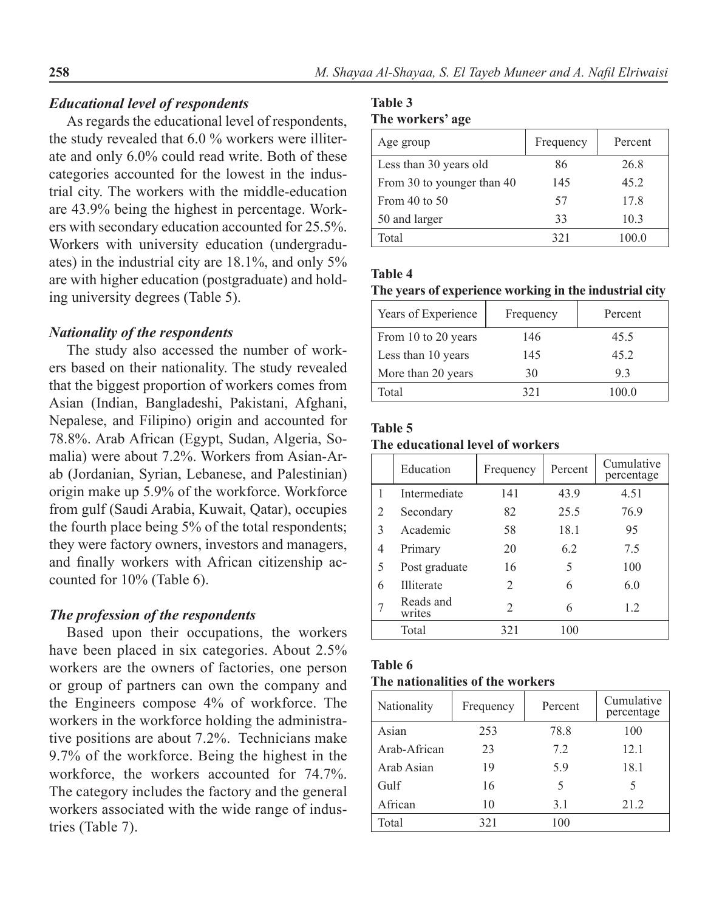### *Educational level of respondents*

As regards the educational level of respondents, the study revealed that 6.0 % workers were illiterate and only 6.0% could read write. Both of these categories accounted for the lowest in the industrial city. The workers with the middle-education are 43.9% being the highest in percentage. Workers with secondary education accounted for 25.5%. Workers with university education (undergraduates) in the industrial city are 18.1%, and only 5% are with higher education (postgraduate) and holding university degrees (Table 5).

### *Nationality of the respondents*

The study also accessed the number of workers based on their nationality. The study revealed that the biggest proportion of workers comes from Asian (Indian, Bangladeshi, Pakistani, Afghani, Nepalese, and Filipino) origin and accounted for 78.8%. Arab African (Egypt, Sudan, Algeria, Somalia) were about 7.2%. Workers from Asian-Arab (Jordanian, Syrian, Lebanese, and Palestinian) origin make up 5.9% of the workforce. Workforce from gulf (Saudi Arabia, Kuwait, Qatar), occupies the fourth place being 5% of the total respondents; they were factory owners, investors and managers, and finally workers with African citizenship accounted for 10% (Table 6).

### *The profession of the respondents*

Based upon their occupations, the workers have been placed in six categories. About 2.5% workers are the owners of factories, one person or group of partners can own the company and the Engineers compose 4% of workforce. The workers in the workforce holding the administrative positions are about 7.2%. Technicians make 9.7% of the workforce. Being the highest in the workforce, the workers accounted for 74.7%. The category includes the factory and the general workers associated with the wide range of industries (Table 7).

**Table 3**
**The workers' age**

| Age group | Frequency | Percent |
|---|---|---|
| Less than 30 years old | 86 | 26.8 |
| From 30 to younger than 40 | 145 | 45.2 |
| From 40 to 50 | 57 | 17.8 |
| 50 and larger | 33 | 10.3 |
| Total | 321 | 100.0 |

**Table 4**
**The years of experience working in the industrial city**

| Years of Experience | Frequency | Percent |
|---|---|---|
| From 10 to 20 years | 146 | 45.5 |
| Less than 10 years | 145 | 45.2 |
| More than 20 years | 30 | 9.3 |
| Total | 321 | 100.0 |

**Table 5**
**The educational level of workers**

| | Education | Frequency | Percent | Cumulative percentage |
|---|---|---|---|---|
| 1 | Intermediate | 141 | 43.9 | 4.51 |
| 2 | Secondary | 82 | 25.5 | 76.9 |
| 3 | Academic | 58 | 18.1 | 95 |
| 4 | Primary | 20 | 6.2 | 7.5 |
| 5 | Post graduate | 16 | 5 | 100 |
| 6 | Illiterate | 2 | 6 | 6.0 |
| 7 | Reads and writes | 2 | 6 | 1.2 |
| | Total | 321 | 100 | |

**Table 6**
**The nationalities of the workers**

| Nationality | Frequency | Percent | Cumulative percentage |
|---|---|---|---|
| Asian | 253 | 78.8 | 100 |
| Arab-African | 23 | 7.2 | 12.1 |
| Arab Asian | 19 | 5.9 | 18.1 |
| Gulf | 16 | 5 | 5 |
| African | 10 | 3.1 | 21.2 |
| Total | 321 | 100 | |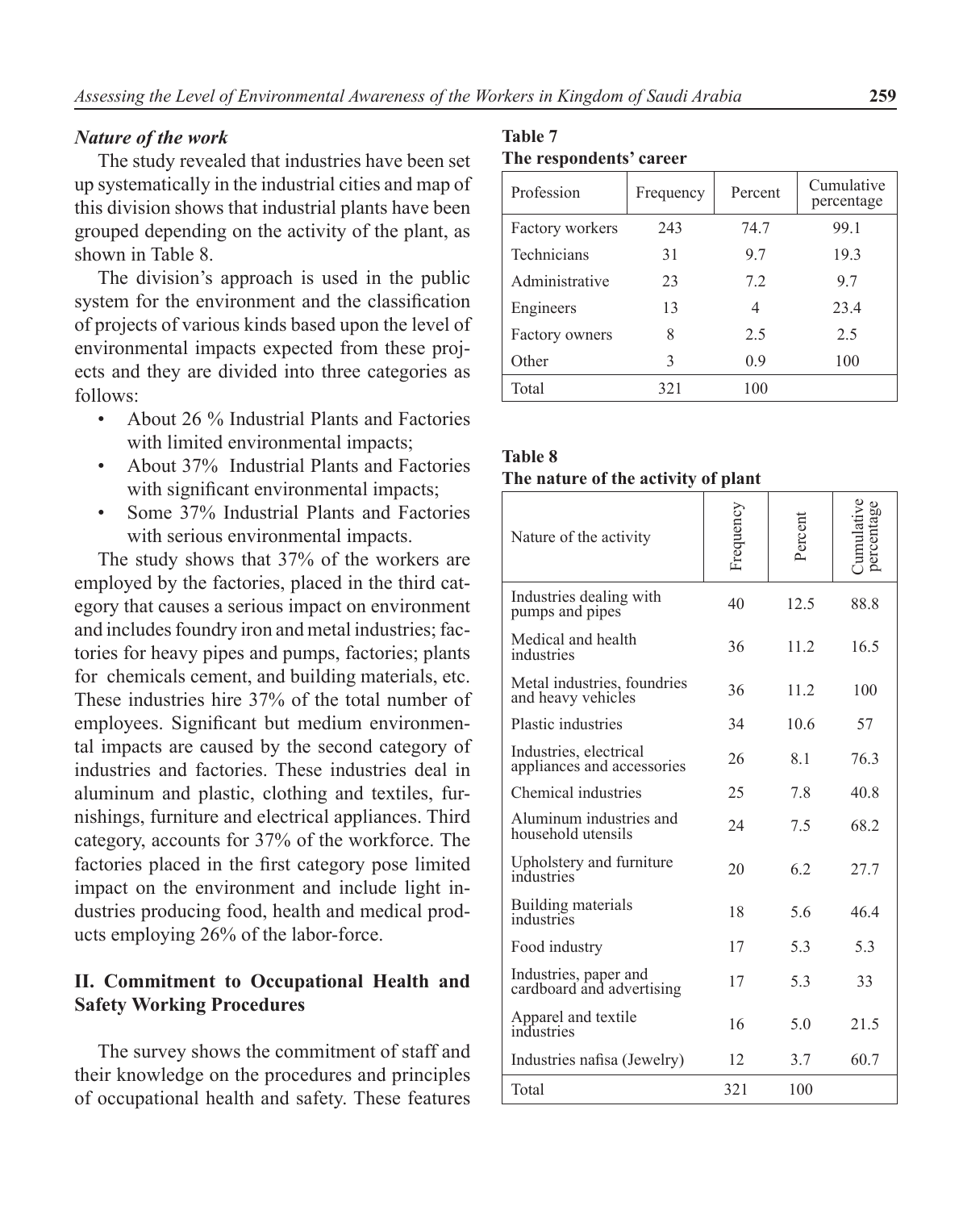### *Nature of the work*

The study revealed that industries have been set up systematically in the industrial cities and map of this division shows that industrial plants have been grouped depending on the activity of the plant, as shown in Table 8.

The division's approach is used in the public system for the environment and the classification of projects of various kinds based upon the level of environmental impacts expected from these projects and they are divided into three categories as follows:

- About 26 % Industrial Plants and Factories with limited environmental impacts;
- About 37% Industrial Plants and Factories with significant environmental impacts;
- Some 37% Industrial Plants and Factories with serious environmental impacts.

The study shows that 37% of the workers are employed by the factories, placed in the third category that causes a serious impact on environment and includes foundry iron and metal industries; factories for heavy pipes and pumps, factories; plants for chemicals cement, and building materials, etc. These industries hire 37% of the total number of employees. Significant but medium environmental impacts are caused by the second category of industries and factories. These industries deal in aluminum and plastic, clothing and textiles, furnishings, furniture and electrical appliances. Third category, accounts for 37% of the workforce. The factories placed in the first category pose limited impact on the environment and include light industries producing food, health and medical products employing 26% of the labor-force.

**Table 7**
**The respondents' career**

| Profession | Frequency | Percent | Cumulative percentage |
|---|---|---|---|
| Factory workers | 243 | 74.7 | 99.1 |
| Technicians | 31 | 9.7 | 19.3 |
| Administrative | 23 | 7.2 | 9.7 |
| Engineers | 13 | 4 | 23.4 |
| Factory owners | 8 | 2.5 | 2.5 |
| Other | 3 | 0.9 | 100 |
| Total | 321 | 100 | |

**Table 8**
**The nature of the activity of plant**

| Nature of the activity | Frequency | Percent | Cumulative percentage |
|---|---|---|---|
| Industries dealing with pumps and pipes | 40 | 12.5 | 88.8 |
| Medical and health industries | 36 | 11.2 | 16.5 |
| Metal industries, foundries and heavy vehicles | 36 | 11.2 | 100 |
| Plastic industries | 34 | 10.6 | 57 |
| Industries, electrical appliances and accessories | 26 | 8.1 | 76.3 |
| Chemical industries | 25 | 7.8 | 40.8 |
| Aluminum industries and household utensils | 24 | 7.5 | 68.2 |
| Upholstery and furniture industries | 20 | 6.2 | 27.7 |
| Building materials industries | 18 | 5.6 | 46.4 |
| Food industry | 17 | 5.3 | 5.3 |
| Industries, paper and cardboard and advertising | 17 | 5.3 | 33 |
| Apparel and textile industries | 16 | 5.0 | 21.5 |
| Industries nafisa (Jewelry) | 12 | 3.7 | 60.7 |
| Total | 321 | 100 | |

## II. Commitment to Occupational Health and Safety Working Procedures

The survey shows the commitment of staff and their knowledge on the procedures and principles of occupational health and safety. These features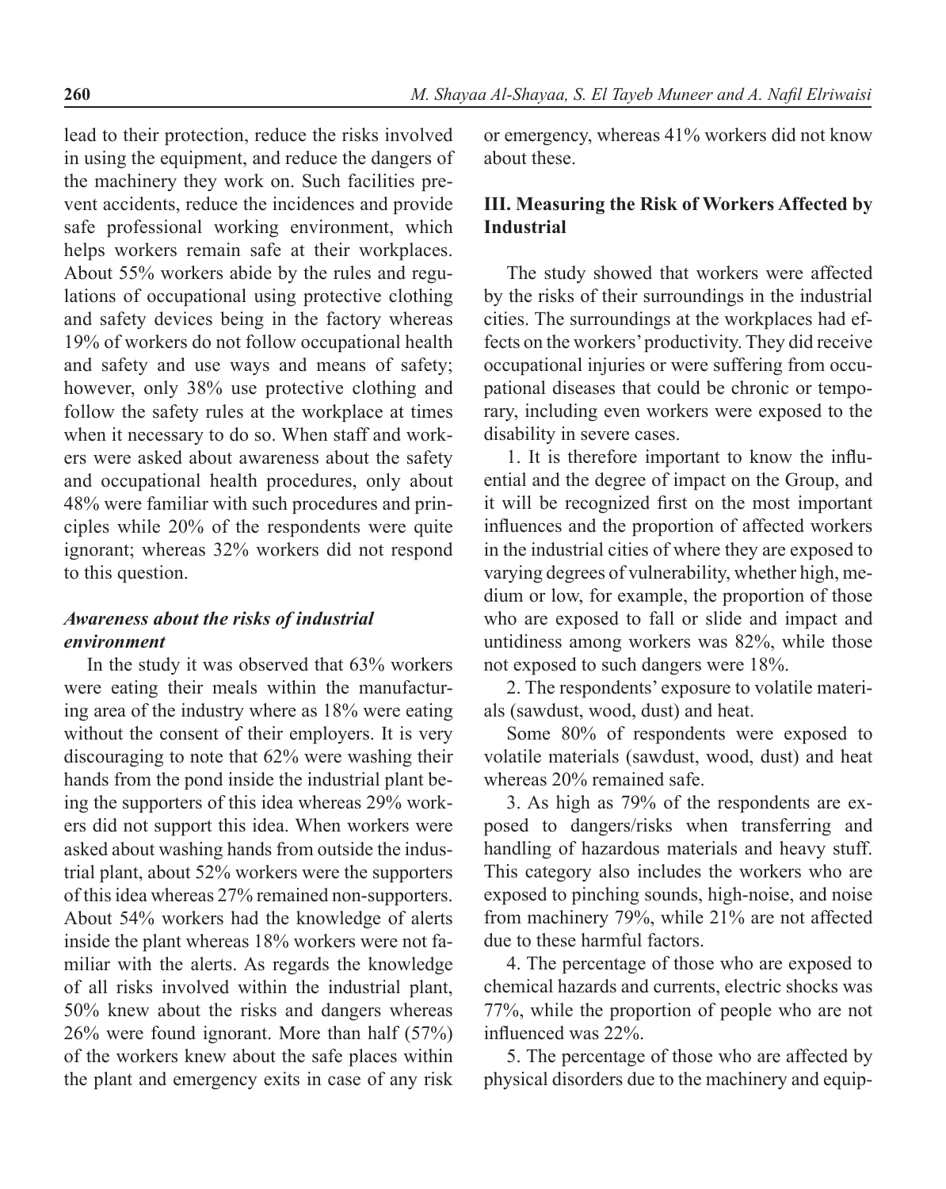lead to their protection, reduce the risks involved in using the equipment, and reduce the dangers of the machinery they work on. Such facilities prevent accidents, reduce the incidences and provide safe professional working environment, which helps workers remain safe at their workplaces. About 55% workers abide by the rules and regulations of occupational using protective clothing and safety devices being in the factory whereas 19% of workers do not follow occupational health and safety and use ways and means of safety; however, only 38% use protective clothing and follow the safety rules at the workplace at times when it necessary to do so. When staff and workers were asked about awareness about the safety and occupational health procedures, only about 48% were familiar with such procedures and principles while 20% of the respondents were quite ignorant; whereas 32% workers did not respond to this question.

### *Awareness about the risks of industrial environment*

In the study it was observed that 63% workers were eating their meals within the manufacturing area of the industry where as 18% were eating without the consent of their employers. It is very discouraging to note that 62% were washing their hands from the pond inside the industrial plant being the supporters of this idea whereas 29% workers did not support this idea. When workers were asked about washing hands from outside the industrial plant, about 52% workers were the supporters of this idea whereas 27% remained non-supporters. About 54% workers had the knowledge of alerts inside the plant whereas 18% workers were not familiar with the alerts. As regards the knowledge of all risks involved within the industrial plant, 50% knew about the risks and dangers whereas 26% were found ignorant. More than half (57%) of the workers knew about the safe places within the plant and emergency exits in case of any risk or emergency, whereas 41% workers did not know about these.

## III. Measuring the Risk of Workers Affected by Industrial

The study showed that workers were affected by the risks of their surroundings in the industrial cities. The surroundings at the workplaces had effects on the workers' productivity. They did receive occupational injuries or were suffering from occupational diseases that could be chronic or temporary, including even workers were exposed to the disability in severe cases.

1. It is therefore important to know the influential and the degree of impact on the Group, and it will be recognized first on the most important influences and the proportion of affected workers in the industrial cities of where they are exposed to varying degrees of vulnerability, whether high, medium or low, for example, the proportion of those who are exposed to fall or slide and impact and untidiness among workers was 82%, while those not exposed to such dangers were 18%.

2. The respondents' exposure to volatile materials (sawdust, wood, dust) and heat.

Some 80% of respondents were exposed to volatile materials (sawdust, wood, dust) and heat whereas 20% remained safe.

3. As high as 79% of the respondents are exposed to dangers/risks when transferring and handling of hazardous materials and heavy stuff. This category also includes the workers who are exposed to pinching sounds, high-noise, and noise from machinery 79%, while 21% are not affected due to these harmful factors.

4. The percentage of those who are exposed to chemical hazards and currents, electric shocks was 77%, while the proportion of people who are not influenced was 22%.

5. The percentage of those who are affected by physical disorders due to the machinery and equip-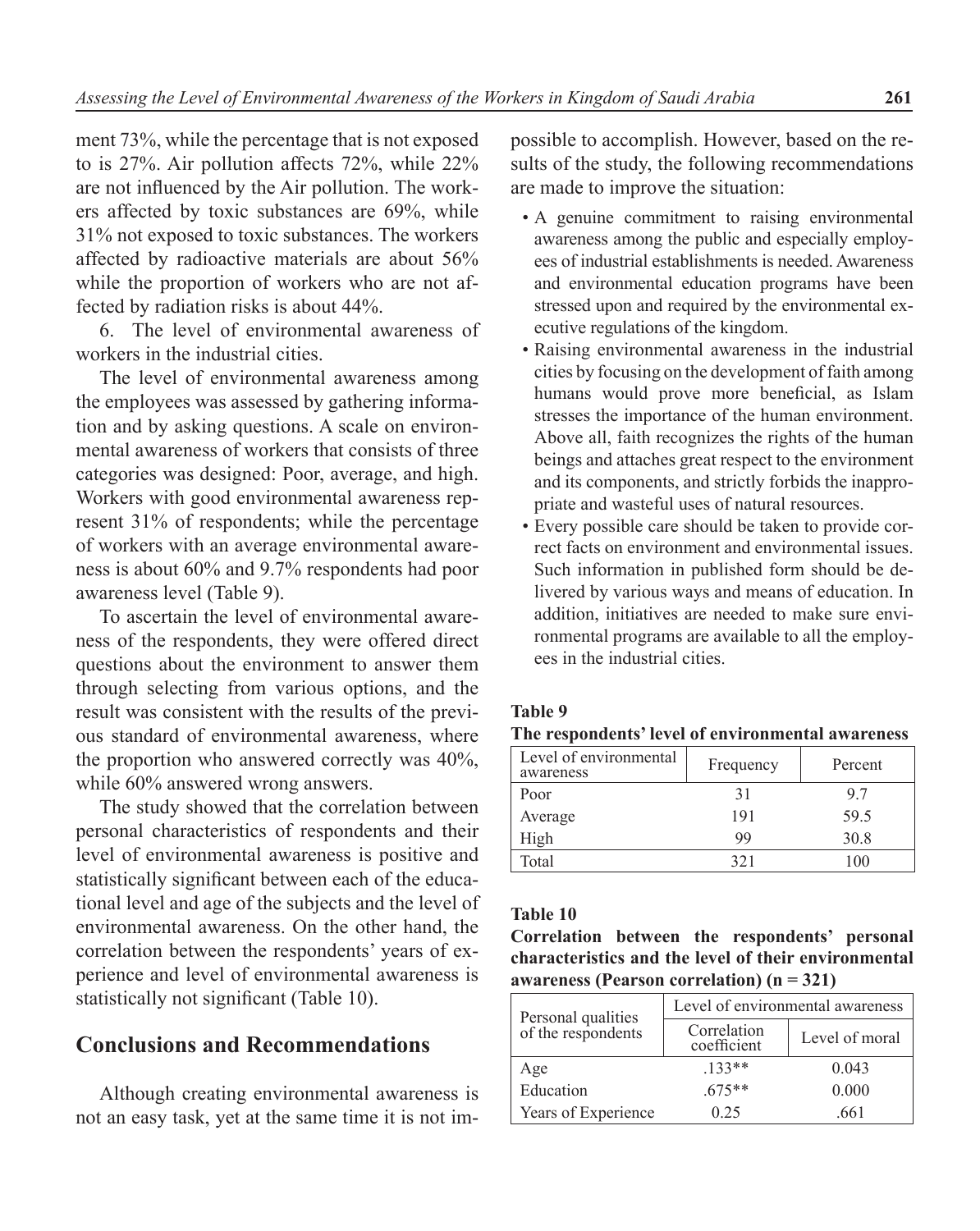ment 73%, while the percentage that is not exposed to is 27%. Air pollution affects 72%, while 22% are not influenced by the Air pollution. The workers affected by toxic substances are 69%, while 31% not exposed to toxic substances. The workers affected by radioactive materials are about 56% while the proportion of workers who are not affected by radiation risks is about 44%.

6. The level of environmental awareness of workers in the industrial cities.

The level of environmental awareness among the employees was assessed by gathering information and by asking questions. A scale on environmental awareness of workers that consists of three categories was designed: Poor, average, and high. Workers with good environmental awareness represent 31% of respondents; while the percentage of workers with an average environmental awareness is about 60% and 9.7% respondents had poor awareness level (Table 9).

To ascertain the level of environmental awareness of the respondents, they were offered direct questions about the environment to answer them through selecting from various options, and the result was consistent with the results of the previous standard of environmental awareness, where the proportion who answered correctly was 40%, while 60% answered wrong answers.

The study showed that the correlation between personal characteristics of respondents and their level of environmental awareness is positive and statistically significant between each of the educational level and age of the subjects and the level of environmental awareness. On the other hand, the correlation between the respondents' years of experience and level of environmental awareness is statistically not significant (Table 10).

## Conclusions and Recommendations

Although creating environmental awareness is not an easy task, yet at the same time it is not impossible to accomplish. However, based on the results of the study, the following recommendations are made to improve the situation:

- A genuine commitment to raising environmental awareness among the public and especially employees of industrial establishments is needed. Awareness and environmental education programs have been stressed upon and required by the environmental executive regulations of the kingdom.
- Raising environmental awareness in the industrial cities by focusing on the development of faith among humans would prove more beneficial, as Islam stresses the importance of the human environment. Above all, faith recognizes the rights of the human beings and attaches great respect to the environment and its components, and strictly forbids the inappropriate and wasteful uses of natural resources.
- Every possible care should be taken to provide correct facts on environment and environmental issues. Such information in published form should be delivered by various ways and means of education. In addition, initiatives are needed to make sure environmental programs are available to all the employees in the industrial cities.

**Table 9**

**The respondents' level of environmental awareness**

| Level of environmental awareness | Frequency | Percent |
|---|---|---|
| Poor | 31 | 9.7 |
| Average | 191 | 59.5 |
| High | 99 | 30.8 |
| Total | 321 | 100 |

**Table 10**

**Correlation between the respondents' personal characteristics and the level of their environmental awareness (Pearson correlation) (n = 321)**

| Personal qualities of the respondents | Level of environmental awareness | |
|---|---|---|
| | Correlation coefficient | Level of moral |
| Age | .133** | 0.043 |
| Education | .675** | 0.000 |
| Years of Experience | 0.25 | .661 |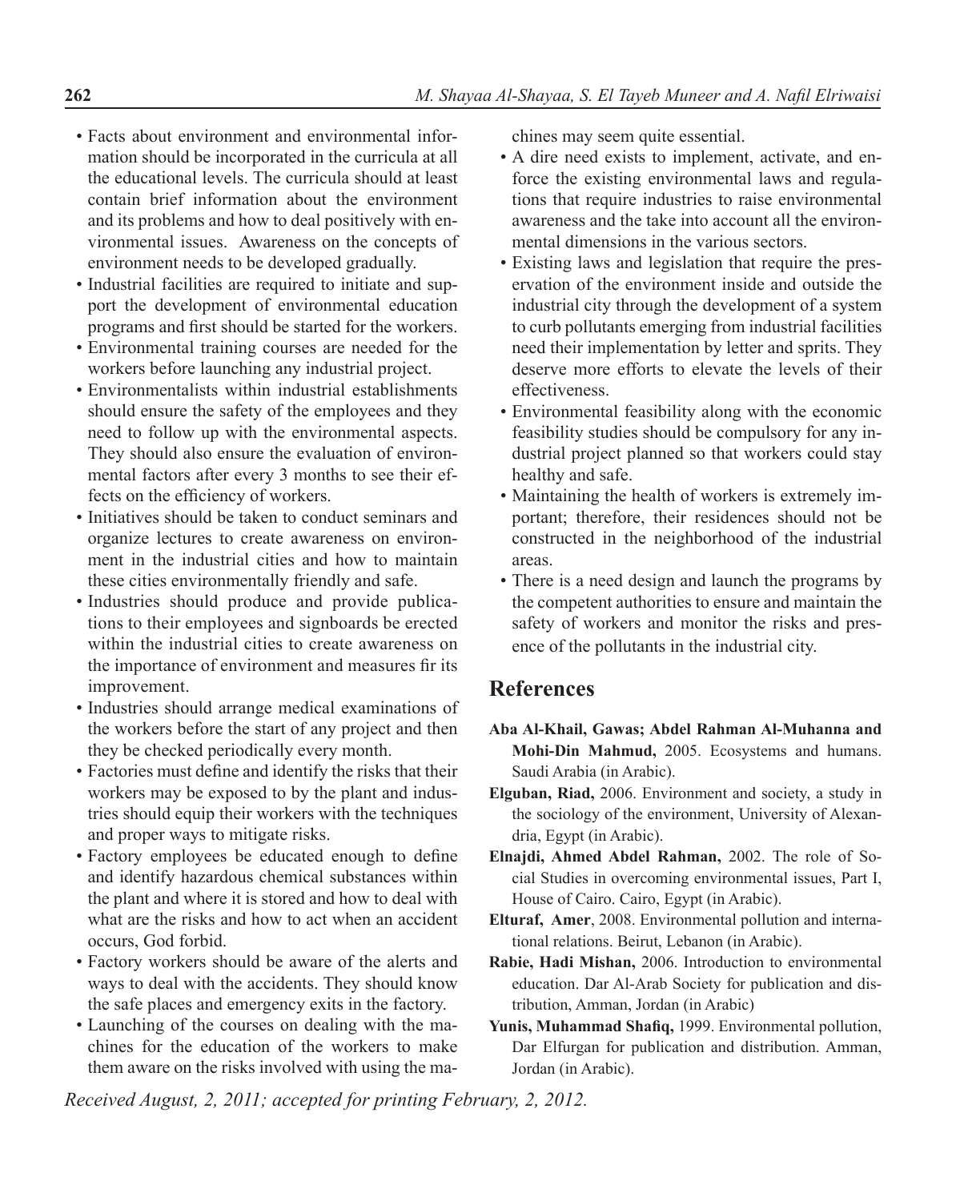- Facts about environment and environmental information should be incorporated in the curricula at all the educational levels. The curricula should at least contain brief information about the environment and its problems and how to deal positively with environmental issues. Awareness on the concepts of environment needs to be developed gradually.
- Industrial facilities are required to initiate and support the development of environmental education programs and first should be started for the workers.
- Environmental training courses are needed for the workers before launching any industrial project.
- Environmentalists within industrial establishments should ensure the safety of the employees and they need to follow up with the environmental aspects. They should also ensure the evaluation of environmental factors after every 3 months to see their effects on the efficiency of workers.
- Initiatives should be taken to conduct seminars and organize lectures to create awareness on environment in the industrial cities and how to maintain these cities environmentally friendly and safe.
- Industries should produce and provide publications to their employees and signboards be erected within the industrial cities to create awareness on the importance of environment and measures fir its improvement.
- Industries should arrange medical examinations of the workers before the start of any project and then they be checked periodically every month.
- Factories must define and identify the risks that their workers may be exposed to by the plant and industries should equip their workers with the techniques and proper ways to mitigate risks.
- Factory employees be educated enough to define and identify hazardous chemical substances within the plant and where it is stored and how to deal with what are the risks and how to act when an accident occurs, God forbid.
- Factory workers should be aware of the alerts and ways to deal with the accidents. They should know the safe places and emergency exits in the factory.
- Launching of the courses on dealing with the machines for the education of the workers to make them aware on the risks involved with using the machines may seem quite essential.
- A dire need exists to implement, activate, and enforce the existing environmental laws and regulations that require industries to raise environmental awareness and the take into account all the environmental dimensions in the various sectors.
- Existing laws and legislation that require the preservation of the environment inside and outside the industrial city through the development of a system to curb pollutants emerging from industrial facilities need their implementation by letter and sprits. They deserve more efforts to elevate the levels of their effectiveness.
- Environmental feasibility along with the economic feasibility studies should be compulsory for any industrial project planned so that workers could stay healthy and safe.
- Maintaining the health of workers is extremely important; therefore, their residences should not be constructed in the neighborhood of the industrial areas.
- There is a need design and launch the programs by the competent authorities to ensure and maintain the safety of workers and monitor the risks and presence of the pollutants in the industrial city.

## References

**Aba Al-Khail, Gawas; Abdel Rahman Al-Muhanna and Mohi-Din Mahmud,** 2005. Ecosystems and humans. Saudi Arabia (in Arabic).

**Elguban, Riad,** 2006. Environment and society, a study in the sociology of the environment, University of Alexandria, Egypt (in Arabic).

**Elnajdi, Ahmed Abdel Rahman,** 2002. The role of Social Studies in overcoming environmental issues, Part I, House of Cairo. Cairo, Egypt (in Arabic).

**Elturaf, Amer**, 2008. Environmental pollution and international relations. Beirut, Lebanon (in Arabic).

**Rabie, Hadi Mishan,** 2006. Introduction to environmental education. Dar Al-Arab Society for publication and distribution, Amman, Jordan (in Arabic)

**Yunis, Muhammad Shafiq,** 1999. Environmental pollution, Dar Elfurgan for publication and distribution. Amman, Jordan (in Arabic).

*Received August, 2, 2011; accepted for printing February, 2, 2012.*